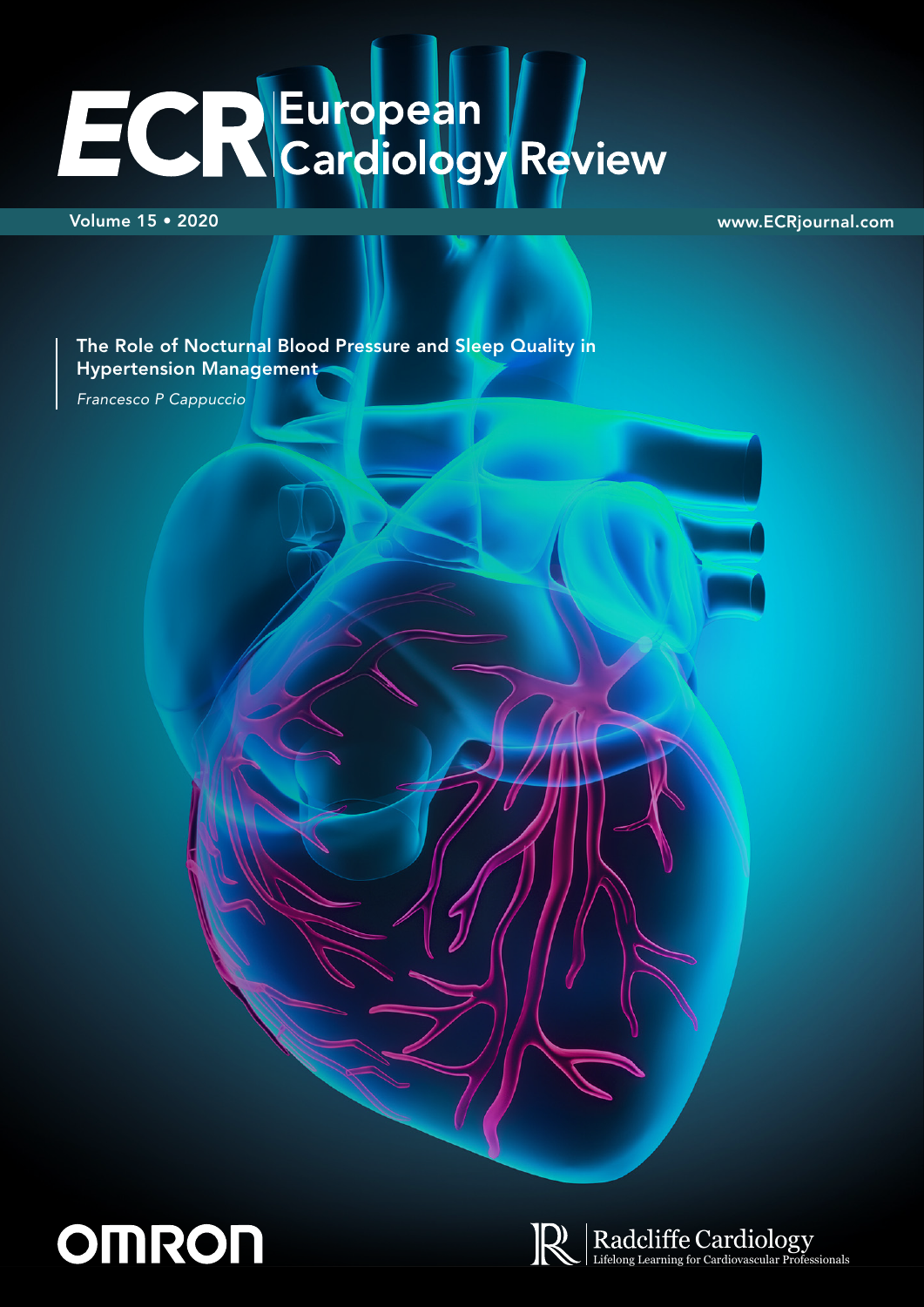# ECR European Cardiology Review

Volume 15 • 2020

www.ECRjournal.com

**The Role of Nocturnal Blood Pressure and Sleep Quality in Hypertension Management**

*Francesco P Cappuccio*

OMRON

Radcliffe Cardiology
Lifelong Learning for Cardiovascular Professionals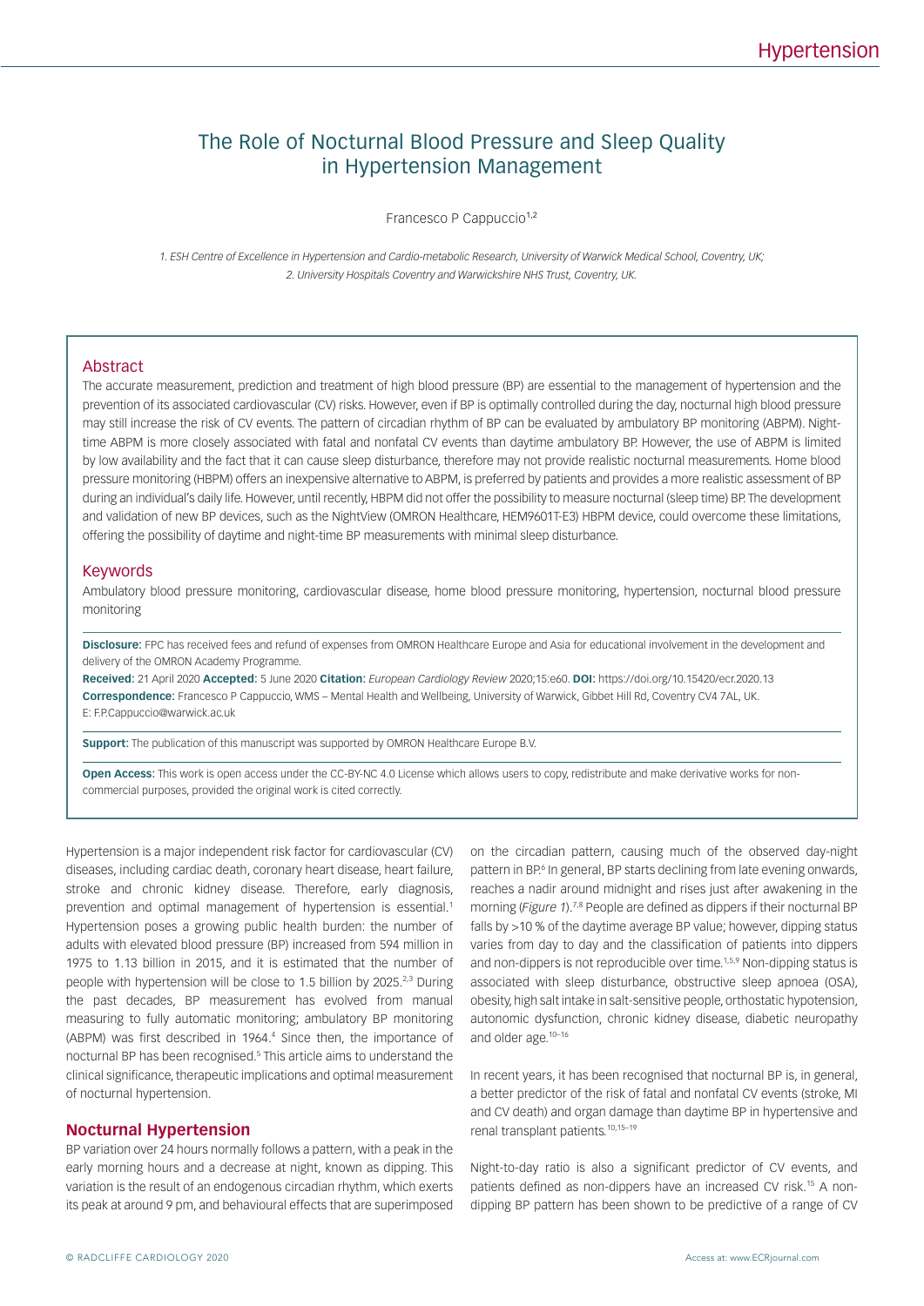# The Role of Nocturnal Blood Pressure and Sleep Quality in Hypertension Management

Francesco P Cappuccio[1,2]

*1. ESH Centre of Excellence in Hypertension and Cardio-metabolic Research, University of Warwick Medical School, Coventry, UK; 2. University Hospitals Coventry and Warwickshire NHS Trust, Coventry, UK.*

## Abstract

The accurate measurement, prediction and treatment of high blood pressure (BP) are essential to the management of hypertension and the prevention of its associated cardiovascular (CV) risks. However, even if BP is optimally controlled during the day, nocturnal high blood pressure may still increase the risk of CV events. The pattern of circadian rhythm of BP can be evaluated by ambulatory BP monitoring (ABPM). Night-time ABPM is more closely associated with fatal and nonfatal CV events than daytime ambulatory BP. However, the use of ABPM is limited by low availability and the fact that it can cause sleep disturbance, therefore may not provide realistic nocturnal measurements. Home blood pressure monitoring (HBPM) offers an inexpensive alternative to ABPM, is preferred by patients and provides a more realistic assessment of BP during an individual's daily life. However, until recently, HBPM did not offer the possibility to measure nocturnal (sleep time) BP. The development and validation of new BP devices, such as the NightView (OMRON Healthcare, HEM9601T-E3) HBPM device, could overcome these limitations, offering the possibility of daytime and night-time BP measurements with minimal sleep disturbance.

## Keywords

Ambulatory blood pressure monitoring, cardiovascular disease, home blood pressure monitoring, hypertension, nocturnal blood pressure monitoring

**Disclosure:** FPC has received fees and refund of expenses from OMRON Healthcare Europe and Asia for educational involvement in the development and delivery of the OMRON Academy Programme.

**Received:** 21 April 2020 **Accepted:** 5 June 2020 **Citation:** *European Cardiology Review* 2020;15:e60. **DOI:** https://doi.org/10.15420/ecr.2020.13

**Correspondence:** Francesco P Cappuccio, WMS – Mental Health and Wellbeing, University of Warwick, Gibbet Hill Rd, Coventry CV4 7AL, UK. E: F.P.Cappuccio@warwick.ac.uk

**Support:** The publication of this manuscript was supported by OMRON Healthcare Europe B.V.

**Open Access:** This work is open access under the CC-BY-NC 4.0 License which allows users to copy, redistribute and make derivative works for non-commercial purposes, provided the original work is cited correctly.

Hypertension is a major independent risk factor for cardiovascular (CV) diseases, including cardiac death, coronary heart disease, heart failure, stroke and chronic kidney disease. Therefore, early diagnosis, prevention and optimal management of hypertension is essential.[1] Hypertension poses a growing public health burden: the number of adults with elevated blood pressure (BP) increased from 594 million in 1975 to 1.13 billion in 2015, and it is estimated that the number of people with hypertension will be close to 1.5 billion by 2025.[2,3] During the past decades, BP measurement has evolved from manual measuring to fully automatic monitoring; ambulatory BP monitoring (ABPM) was first described in 1964.[4] Since then, the importance of nocturnal BP has been recognised.[5] This article aims to understand the clinical significance, therapeutic implications and optimal measurement of nocturnal hypertension.

## Nocturnal Hypertension

BP variation over 24 hours normally follows a pattern, with a peak in the early morning hours and a decrease at night, known as dipping. This variation is the result of an endogenous circadian rhythm, which exerts its peak at around 9 pm, and behavioural effects that are superimposed on the circadian pattern, causing much of the observed day-night pattern in BP.[6] In general, BP starts declining from late evening onwards, reaches a nadir around midnight and rises just after awakening in the morning (*Figure 1*).[7,8] People are defined as dippers if their nocturnal BP falls by >10 % of the daytime average BP value; however, dipping status varies from day to day and the classification of patients into dippers and non-dippers is not reproducible over time.[1,5,9] Non-dipping status is associated with sleep disturbance, obstructive sleep apnoea (OSA), obesity, high salt intake in salt-sensitive people, orthostatic hypotension, autonomic dysfunction, chronic kidney disease, diabetic neuropathy and older age.[10–16]

In recent years, it has been recognised that nocturnal BP is, in general, a better predictor of the risk of fatal and nonfatal CV events (stroke, MI and CV death) and organ damage than daytime BP in hypertensive and renal transplant patients.[10,15–19]

Night-to-day ratio is also a significant predictor of CV events, and patients defined as non-dippers have an increased CV risk.[15] A non-dipping BP pattern has been shown to be predictive of a range of CV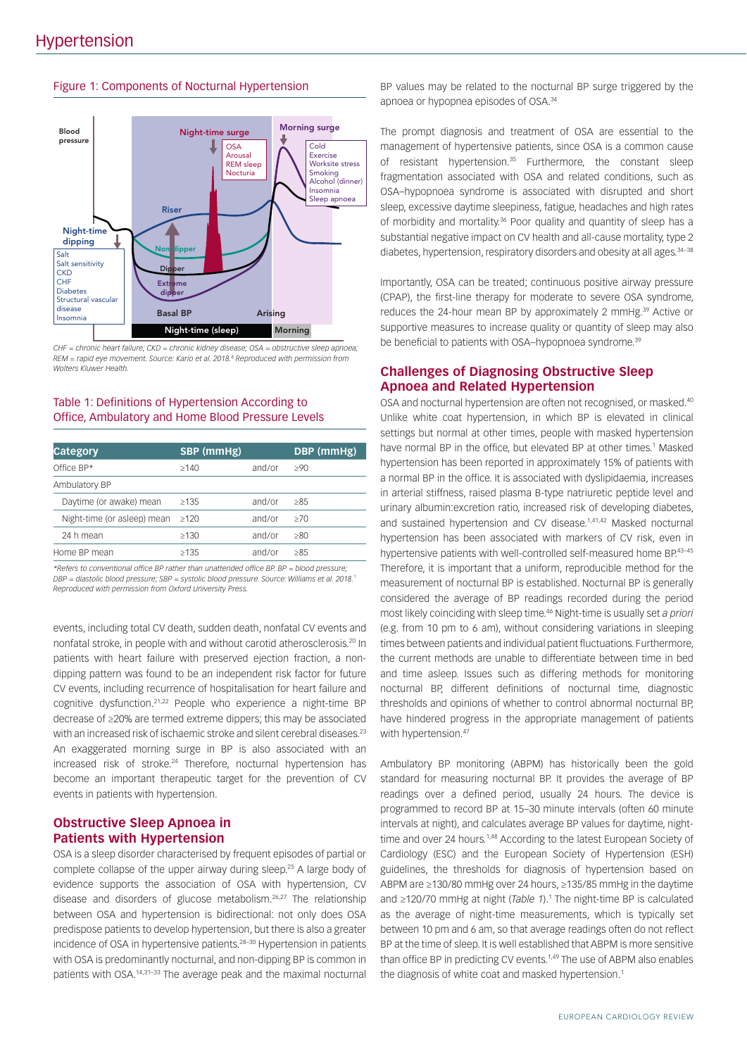## Figure 1: Components of Nocturnal Hypertension

CHF = chronic heart failure; CKD = chronic kidney disease; OSA = obstructive sleep apnoea; REM = rapid eye movement. Source: Kario et al. 2018.[8] Reproduced with permission from Wolters Kluwer Health.

## Table 1: Definitions of Hypertension According to Office, Ambulatory and Home Blood Pressure Levels

| Category | SBP (mmHg) | | DBP (mmHg) |
|---|---|---|---|
| Office BP* | ≥140 | and/or | ≥90 |
| Ambulatory BP | | | |
| Daytime (or awake) mean | ≥135 | and/or | ≥85 |
| Night-time (or asleep) mean | ≥120 | and/or | ≥70 |
| 24 h mean | ≥130 | and/or | ≥80 |
| Home BP mean | ≥135 | and/or | ≥85 |

*Refers to conventional office BP rather than unattended office BP. BP = blood pressure; DBP = diastolic blood pressure; SBP = systolic blood pressure. Source: Williams et al. 2018.[1] Reproduced with permission from Oxford University Press.

events, including total CV death, sudden death, nonfatal CV events and nonfatal stroke, in people with and without carotid atherosclerosis.[20] In patients with heart failure with preserved ejection fraction, a non-dipping pattern was found to be an independent risk factor for future CV events, including recurrence of hospitalisation for heart failure and cognitive dysfunction.[21,22] People who experience a night-time BP decrease of ≥20% are termed extreme dippers; this may be associated with an increased risk of ischaemic stroke and silent cerebral diseases.[23] An exaggerated morning surge in BP is also associated with an increased risk of stroke.[24] Therefore, nocturnal hypertension has become an important therapeutic target for the prevention of CV events in patients with hypertension.

## Obstructive Sleep Apnoea in Patients with Hypertension

OSA is a sleep disorder characterised by frequent episodes of partial or complete collapse of the upper airway during sleep.[25] A large body of evidence supports the association of OSA with hypertension, CV disease and disorders of glucose metabolism.[26,27] The relationship between OSA and hypertension is bidirectional: not only does OSA predispose patients to develop hypertension, but there is also a greater incidence of OSA in hypertensive patients.[28–30] Hypertension in patients with OSA is predominantly nocturnal, and non-dipping BP is common in patients with OSA.[14,31–33] The average peak and the maximal nocturnal BP values may be related to the nocturnal BP surge triggered by the apnoea or hypopnea episodes of OSA.[34]

The prompt diagnosis and treatment of OSA are essential to the management of hypertensive patients, since OSA is a common cause of resistant hypertension.[35] Furthermore, the constant sleep fragmentation associated with OSA and related conditions, such as OSA–hypopnoea syndrome is associated with disrupted and short sleep, excessive daytime sleepiness, fatigue, headaches and high rates of morbidity and mortality.[36] Poor quality and quantity of sleep has a substantial negative impact on CV health and all-cause mortality, type 2 diabetes, hypertension, respiratory disorders and obesity at all ages.[34–38]

Importantly, OSA can be treated; continuous positive airway pressure (CPAP), the first-line therapy for moderate to severe OSA syndrome, reduces the 24-hour mean BP by approximately 2 mmHg.[39] Active or supportive measures to increase quality or quantity of sleep may also be beneficial to patients with OSA–hypopnoea syndrome.[39]

## Challenges of Diagnosing Obstructive Sleep Apnoea and Related Hypertension

OSA and nocturnal hypertension are often not recognised, or masked.[40] Unlike white coat hypertension, in which BP is elevated in clinical settings but normal at other times, people with masked hypertension have normal BP in the office, but elevated BP at other times.[1] Masked hypertension has been reported in approximately 15% of patients with a normal BP in the office. It is associated with dyslipidaemia, increases in arterial stiffness, raised plasma B-type natriuretic peptide level and urinary albumin:excretion ratio, increased risk of developing diabetes, and sustained hypertension and CV disease.[1,41,42] Masked nocturnal hypertension has been associated with markers of CV risk, even in hypertensive patients with well-controlled self-measured home BP.[43–45] Therefore, it is important that a uniform, reproducible method for the measurement of nocturnal BP is established. Nocturnal BP is generally considered the average of BP readings recorded during the period most likely coinciding with sleep time.[46] Night-time is usually set *a priori* (e.g. from 10 pm to 6 am), without considering variations in sleeping times between patients and individual patient fluctuations. Furthermore, the current methods are unable to differentiate between time in bed and time asleep. Issues such as differing methods for monitoring nocturnal BP, different definitions of nocturnal time, diagnostic thresholds and opinions of whether to control abnormal nocturnal BP, have hindered progress in the appropriate management of patients with hypertension.[47]

Ambulatory BP monitoring (ABPM) has historically been the gold standard for measuring nocturnal BP. It provides the average of BP readings over a defined period, usually 24 hours. The device is programmed to record BP at 15–30 minute intervals (often 60 minute intervals at night), and calculates average BP values for daytime, night-time and over 24 hours.[1,48] According to the latest European Society of Cardiology (ESC) and the European Society of Hypertension (ESH) guidelines, the thresholds for diagnosis of hypertension based on ABPM are ≥130/80 mmHg over 24 hours, ≥135/85 mmHg in the daytime and ≥120/70 mmHg at night (*Table 1*).[1] The night-time BP is calculated as the average of night-time measurements, which is typically set between 10 pm and 6 am, so that average readings often do not reflect BP at the time of sleep. It is well established that ABPM is more sensitive than office BP in predicting CV events.[1,49] The use of ABPM also enables the diagnosis of white coat and masked hypertension.[1]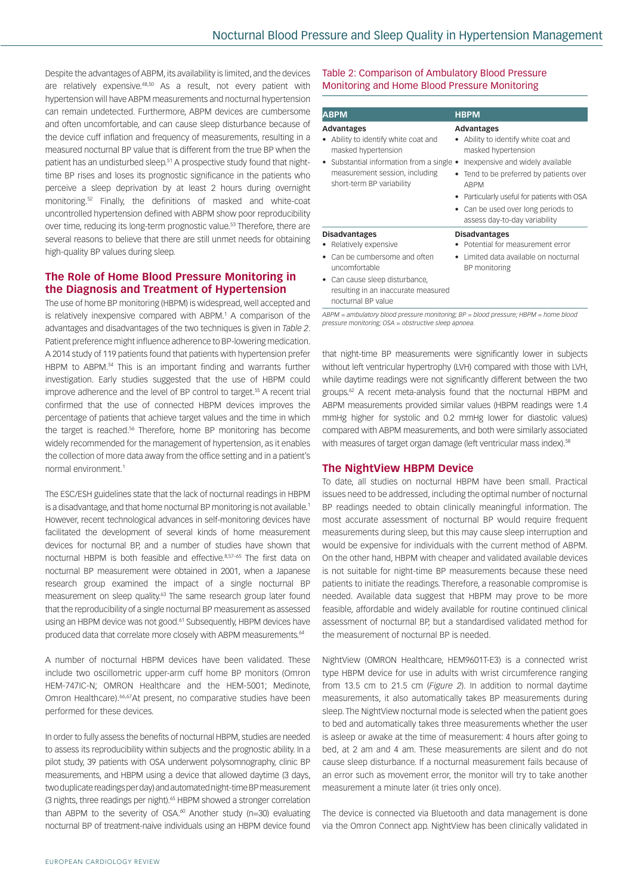Despite the advantages of ABPM, its availability is limited, and the devices are relatively expensive.[48,50] As a result, not every patient with hypertension will have ABPM measurements and nocturnal hypertension can remain undetected. Furthermore, ABPM devices are cumbersome and often uncomfortable, and can cause sleep disturbance because of the device cuff inflation and frequency of measurements, resulting in a measured nocturnal BP value that is different from the true BP when the patient has an undisturbed sleep.[51] A prospective study found that night-time BP rises and loses its prognostic significance in the patients who perceive a sleep deprivation by at least 2 hours during overnight monitoring.[52] Finally, the definitions of masked and white-coat uncontrolled hypertension defined with ABPM show poor reproducibility over time, reducing its long-term prognostic value.[53] Therefore, there are several reasons to believe that there are still unmet needs for obtaining high-quality BP values during sleep.

## The Role of Home Blood Pressure Monitoring in the Diagnosis and Treatment of Hypertension

The use of home BP monitoring (HBPM) is widespread, well accepted and is relatively inexpensive compared with ABPM.[1] A comparison of the advantages and disadvantages of the two techniques is given in *Table 2*. Patient preference might influence adherence to BP-lowering medication. A 2014 study of 119 patients found that patients with hypertension prefer HBPM to ABPM.[54] This is an important finding and warrants further investigation. Early studies suggested that the use of HBPM could improve adherence and the level of BP control to target.[55] A recent trial confirmed that the use of connected HBPM devices improves the percentage of patients that achieve target values and the time in which the target is reached.[56] Therefore, home BP monitoring has become widely recommended for the management of hypertension, as it enables the collection of more data away from the office setting and in a patient's normal environment.[1]

The ESC/ESH guidelines state that the lack of nocturnal readings in HBPM is a disadvantage, and that home nocturnal BP monitoring is not available.[1] However, recent technological advances in self-monitoring devices have facilitated the development of several kinds of home measurement devices for nocturnal BP, and a number of studies have shown that nocturnal HBPM is both feasible and effective.[8,57–65] The first data on nocturnal BP measurement were obtained in 2001, when a Japanese research group examined the impact of a single nocturnal BP measurement on sleep quality.[63] The same research group later found that the reproducibility of a single nocturnal BP measurement as assessed using an HBPM device was not good.[61] Subsequently, HBPM devices have produced data that correlate more closely with ABPM measurements.[64]

A number of nocturnal HBPM devices have been validated. These include two oscillometric upper-arm cuff home BP monitors (Omron HEM-747IC-N; OMRON Healthcare and the HEM-5001; Medinote, Omron Healthcare).[66,67] At present, no comparative studies have been performed for these devices.

In order to fully assess the benefits of nocturnal HBPM, studies are needed to assess its reproducibility within subjects and the prognostic ability. In a pilot study, 39 patients with OSA underwent polysomnography, clinic BP measurements, and HBPM using a device that allowed daytime (3 days, two duplicate readings per day) and automated night-time BP measurement (3 nights, three readings per night).[65] HBPM showed a stronger correlation than ABPM to the severity of OSA.[60] Another study (n=30) evaluating nocturnal BP of treatment-naive individuals using an HBPM device found that night-time BP measurements were significantly lower in subjects without left ventricular hypertrophy (LVH) compared with those with LVH, while daytime readings were not significantly different between the two groups.[62] A recent meta-analysis found that the nocturnal HBPM and ABPM measurements provided similar values (HBPM readings were 1.4 mmHg higher for systolic and 0.2 mmHg lower for diastolic values) compared with ABPM measurements, and both were similarly associated with measures of target organ damage (left ventricular mass index).[58]

Table 2: Comparison of Ambulatory Blood Pressure Monitoring and Home Blood Pressure Monitoring

| ABPM | HBPM |
|---|---|
| **Advantages** | **Advantages** |
| • Ability to identify white coat and masked hypertension<br>• Substantial information from a single measurement session, including short-term BP variability | • Ability to identify white coat and masked hypertension<br>• Inexpensive and widely available<br>• Tend to be preferred by patients over ABPM<br>• Particularly useful for patients with OSA<br>• Can be used over long periods to assess day-to-day variability |
| **Disadvantages** | **Disadvantages** |
| • Relatively expensive<br>• Can be cumbersome and often uncomfortable<br>• Can cause sleep disturbance, resulting in an inaccurate measured nocturnal BP value | • Potential for measurement error<br>• Limited data available on nocturnal BP monitoring |

*ABPM = ambulatory blood pressure monitoring; BP = blood pressure; HBPM = home blood pressure monitoring; OSA = obstructive sleep apnoea.*

## The NightView HBPM Device

To date, all studies on nocturnal HBPM have been small. Practical issues need to be addressed, including the optimal number of nocturnal BP readings needed to obtain clinically meaningful information. The most accurate assessment of nocturnal BP would require frequent measurements during sleep, but this may cause sleep interruption and would be expensive for individuals with the current method of ABPM. On the other hand, HBPM with cheaper and validated available devices is not suitable for night-time BP measurements because these need patients to initiate the readings. Therefore, a reasonable compromise is needed. Available data suggest that HBPM may prove to be more feasible, affordable and widely available for routine continued clinical assessment of nocturnal BP, but a standardised validated method for the measurement of nocturnal BP is needed.

NightView (OMRON Healthcare, HEM9601T-E3) is a connected wrist type HBPM device for use in adults with wrist circumference ranging from 13.5 cm to 21.5 cm (*Figure 2*). In addition to normal daytime measurements, it also automatically takes BP measurements during sleep. The NightView nocturnal mode is selected when the patient goes to bed and automatically takes three measurements whether the user is asleep or awake at the time of measurement: 4 hours after going to bed, at 2 am and 4 am. These measurements are silent and do not cause sleep disturbance. If a nocturnal measurement fails because of an error such as movement error, the monitor will try to take another measurement a minute later (it tries only once).

The device is connected via Bluetooth and data management is done via the Omron Connect app. NightView has been clinically validated in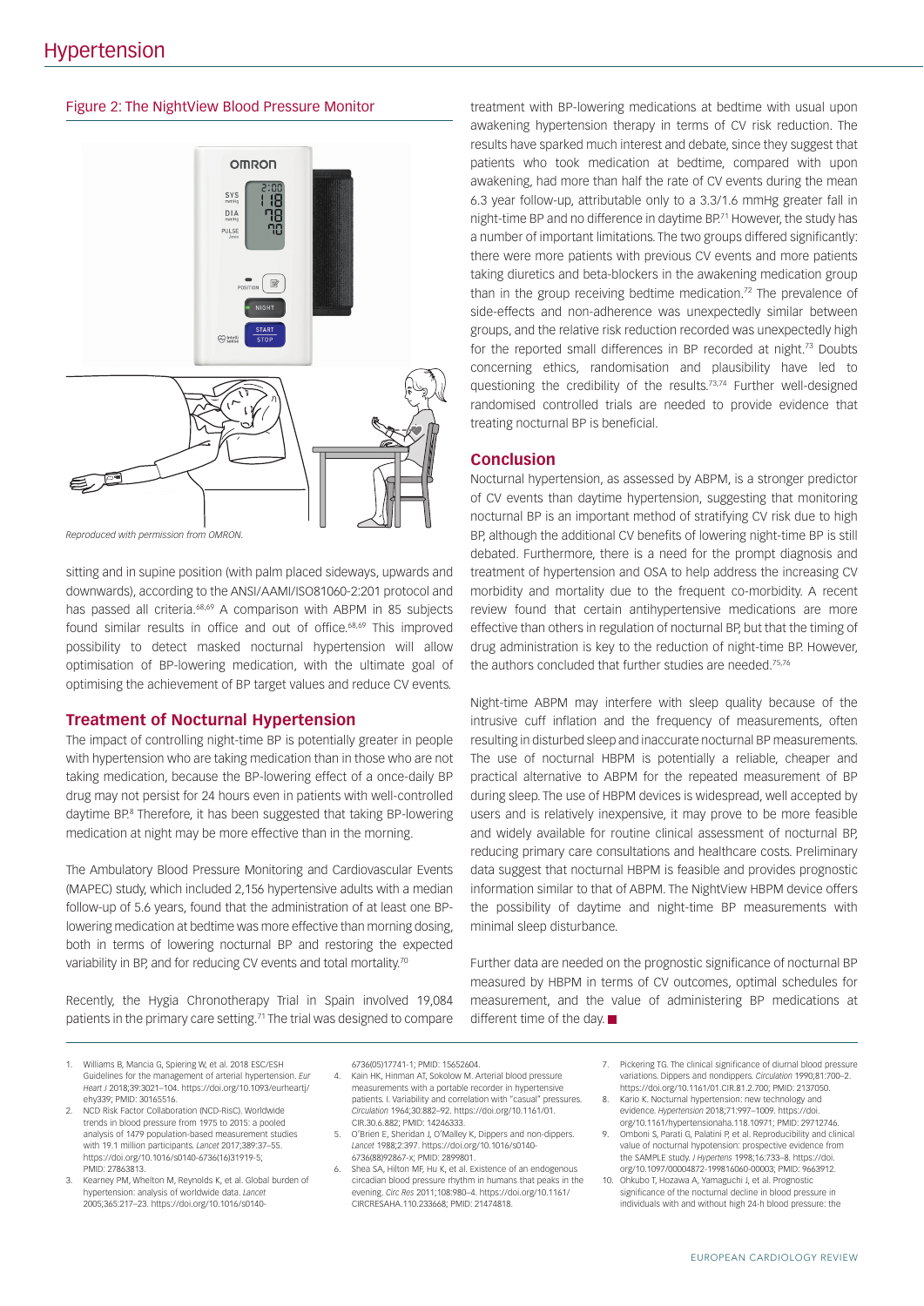## Figure 2: The NightView Blood Pressure Monitor

*Reproduced with permission from OMRON.*

sitting and in supine position (with palm placed sideways, upwards and downwards), according to the ANSI/AAMI/ISO81060-2:201 protocol and has passed all criteria.[68,69] A comparison with ABPM in 85 subjects found similar results in office and out of office.[68,69] This improved possibility to detect masked nocturnal hypertension will allow optimisation of BP-lowering medication, with the ultimate goal of optimising the achievement of BP target values and reduce CV events.

## Treatment of Nocturnal Hypertension

The impact of controlling night-time BP is potentially greater in people with hypertension who are taking medication than in those who are not taking medication, because the BP-lowering effect of a once-daily BP drug may not persist for 24 hours even in patients with well-controlled daytime BP.[8] Therefore, it has been suggested that taking BP-lowering medication at night may be more effective than in the morning.

The Ambulatory Blood Pressure Monitoring and Cardiovascular Events (MAPEC) study, which included 2,156 hypertensive adults with a median follow-up of 5.6 years, found that the administration of at least one BP-lowering medication at bedtime was more effective than morning dosing, both in terms of lowering nocturnal BP and restoring the expected variability in BP, and for reducing CV events and total mortality.[70]

Recently, the Hygia Chronotherapy Trial in Spain involved 19,084 patients in the primary care setting.[71] The trial was designed to compare treatment with BP-lowering medications at bedtime with usual upon awakening hypertension therapy in terms of CV risk reduction. The results have sparked much interest and debate, since they suggest that patients who took medication at bedtime, compared with upon awakening, had more than half the rate of CV events during the mean 6.3 year follow-up, attributable only to a 3.3/1.6 mmHg greater fall in night-time BP and no difference in daytime BP.[71] However, the study has a number of important limitations. The two groups differed significantly: there were more patients with previous CV events and more patients taking diuretics and beta-blockers in the awakening medication group than in the group receiving bedtime medication.[72] The prevalence of side-effects and non-adherence was unexpectedly similar between groups, and the relative risk reduction recorded was unexpectedly high for the reported small differences in BP recorded at night.[73] Doubts concerning ethics, randomisation and plausibility have led to questioning the credibility of the results.[73,74] Further well-designed randomised controlled trials are needed to provide evidence that treating nocturnal BP is beneficial.

## Conclusion

Nocturnal hypertension, as assessed by ABPM, is a stronger predictor of CV events than daytime hypertension, suggesting that monitoring nocturnal BP is an important method of stratifying CV risk due to high BP, although the additional CV benefits of lowering night-time BP is still debated. Furthermore, there is a need for the prompt diagnosis and treatment of hypertension and OSA to help address the increasing CV morbidity and mortality due to the frequent co-morbidity. A recent review found that certain antihypertensive medications are more effective than others in regulation of nocturnal BP, but that the timing of drug administration is key to the reduction of night-time BP. However, the authors concluded that further studies are needed.[75,76]

Night-time ABPM may interfere with sleep quality because of the intrusive cuff inflation and the frequency of measurements, often resulting in disturbed sleep and inaccurate nocturnal BP measurements. The use of nocturnal HBPM is potentially a reliable, cheaper and practical alternative to ABPM for the repeated measurement of BP during sleep. The use of HBPM devices is widespread, well accepted by users and is relatively inexpensive, it may prove to be more feasible and widely available for routine clinical assessment of nocturnal BP, reducing primary care consultations and healthcare costs. Preliminary data suggest that nocturnal HBPM is feasible and provides prognostic information similar to that of ABPM. The NightView HBPM device offers the possibility of daytime and night-time BP measurements with minimal sleep disturbance.

Further data are needed on the prognostic significance of nocturnal BP measured by HBPM in terms of CV outcomes, optimal schedules for measurement, and the value of administering BP medications at different time of the day. ■

1. Williams B, Mancia G, Spiering W, et al. 2018 ESC/ESH Guidelines for the management of arterial hypertension. *Eur Heart J* 2018;39:3021–104. https://doi.org/10.1093/eurheartj/ehy339; PMID: 30165516.
2. NCD Risk Factor Collaboration (NCD-RisC). Worldwide trends in blood pressure from 1975 to 2015: a pooled analysis of 1479 population-based measurement studies with 19.1 million participants. *Lancet* 2017;389:37–55. https://doi.org/10.1016/s0140-6736(16)31919-5; PMID: 27863813.
3. Kearney PM, Whelton M, Reynolds K, et al. Global burden of hypertension: analysis of worldwide data. *Lancet* 2005;365:217–23. https://doi.org/10.1016/s0140-6736(05)17741-1; PMID: 15652604.
4. Kain HK, Hinman AT, Sokolow M. Arterial blood pressure measurements with a portable recorder in hypertensive patients. I. Variability and correlation with "casual" pressures. *Circulation* 1964;30:882–92. https://doi.org/10.1161/01.CIR.30.6.882; PMID: 14246333.
5. O'Brien E, Sheridan J, O'Malley K, Dippers and non-dippers. *Lancet* 1988;2:397. https://doi.org/10.1016/s0140-6736(88)92867-x; PMID: 2899801.
6. Shea SA, Hilton MF, Hu K, et al. Existence of an endogenous circadian blood pressure rhythm in humans that peaks in the evening. *Circ Res* 2011;108:980–4. https://doi.org/10.1161/CIRCRESAHA.110.233668; PMID: 21474818.
7. Pickering TG. The clinical significance of diurnal blood pressure variations. Dippers and nondippers. *Circulation* 1990;81:700–2. https://doi.org/10.1161/01.CIR.81.2.700; PMID: 2137050.
8. Kario K. Nocturnal hypertension: new technology and evidence. *Hypertension* 2018;71:997–1009. https://doi.org/10.1161/hypertensionaha.118.10971; PMID: 29712746.
9. Omboni S, Parati G, Palatini P, et al. Reproducibility and clinical value of nocturnal hypotension: prospective evidence from the SAMPLE study. *J Hypertens* 1998;16:733–8. https://doi.org/10.1097/00004872-199816060-00003; PMID: 9663912.
10. Ohkubo T, Hozawa A, Yamaguchi J, et al. Prognostic significance of the nocturnal decline in blood pressure in individuals with and without high 24-h blood pressure: the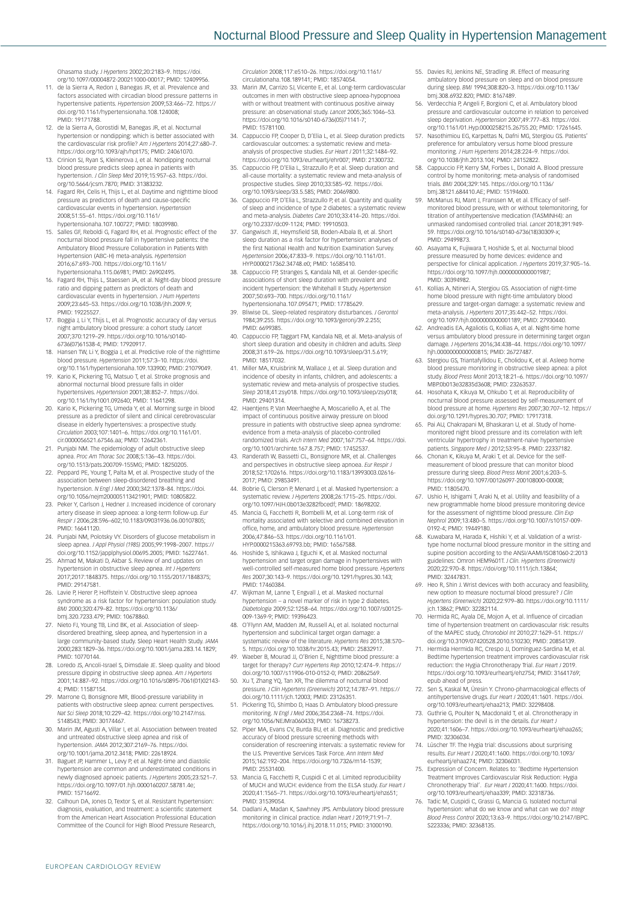Ohasama study. *J Hypertens* 2002;20:2183–9. https://doi.org/10.1097/00004872-200211000-00017; PMID: 12409956.

11. de la Sierra A, Redon J, Banegas JR, et al. Prevalence and factors associated with circadian blood pressure patterns in hypertensive patients. *Hypertension* 2009;53:466–72. https://doi.org/10.1161/hypertensionaha.108.124008; PMID: 19171788.
12. de la Sierra A, Gorostidi M, Banegas JR, et al. Nocturnal hypertension or nondipping: which is better associated with the cardiovascular risk profile? *Am J Hypertens* 2014;27:680–7. https://doi.org/10.1093/ajh/hpt175; PMID: 24061070.
13. Crinion SJ, Ryan S, Kleinerova J, et al. Nondipping nocturnal blood pressure predicts sleep apnea in patients with hypertension. *J Clin Sleep Med* 2019;15:957–63. https://doi.org/10.5664/jcsm.7870; PMID: 31383232.
14. Fagard RH, Celis H, Thijs L, et al. Daytime and nighttime blood pressure as predictors of death and cause-specific cardiovascular events in hypertension. *Hypertension* 2008;51:55–61. https://doi.org/10.1161/hypertensionaha.107.100727; PMID: 18039980.
15. Salles GF, Reboldi G, Fagard RH, et al. Prognostic effect of the nocturnal blood pressure fall in hypertensive patients: the Ambulatory Blood Pressure Collaboration in Patients With Hypertension (ABC-H) meta-analysis. *Hypertension* 2016;67:693–700. https://doi.org/10.1161/hypertensionaha.115.06981; PMID: 26902495.
16. Fagard RH, Thijs L, Staessen JA, et al. Night-day blood pressure ratio and dipping pattern as predictors of death and cardiovascular events in hypertension. *J Hum Hypertens* 2009;23:645–53. https://doi.org/10.1038/jhh.2009.9; PMID: 19225527.
17. Boggia J, Li Y, Thijs L, et al. Prognostic accuracy of day versus night ambulatory blood pressure: a cohort study. *Lancet* 2007;370:1219–29. https://doi.org/10.1016/s0140-6736(07)61538-4; PMID: 17920917.
18. Hansen TW, Li Y, Boggia J, et al. Predictive role of the nighttime blood pressure. *Hypertension* 2011;57:3–10. https://doi.org/10.1161/hypertensionaha.109.133900; PMID: 21079049.
19. Kario K, Pickering TG, Matsuo T, et al. Stroke prognosis and abnormal nocturnal blood pressure falls in older hypertensives. *Hypertension* 2001;38:852–7. https://doi.org/10.1161/hy1001.092640; PMID: 11641298.
20. Kario K, Pickering TG, Umeda Y, et al. Morning surge in blood pressure as a predictor of silent and clinical cerebrovascular disease in elderly hypertensives: a prospective study. *Circulation* 2003;107:1401–6. https://doi.org/10.1161/01.cir.0000056521.67546.aa; PMID: 12642361.
21. Punjabi NM. The epidemiology of adult obstructive sleep apnea. *Proc Am Thorac Soc* 2008;5:136–43. https://doi.org/10.1513/pats.200709-155MG; PMID: 18250205.
22. Peppard PE, Young T, Palta M, et al. Prospective study of the association between sleep-disordered breathing and hypertension. *N Engl J Med* 2000;342:1378–84. https://doi.org/10.1056/nejm200005113421901; PMID: 10805822.
23. Peker Y, Carlson J, Hedner J. Increased incidence of coronary artery disease in sleep apnoea: a long-term follow-up. *Eur Respir J* 2006;28:596–602;10.1183/09031936.06.00107805; PMID: 16641120.
24. Punjabi NM, Polotsky VY. Disorders of glucose metabolism in sleep apnea. *J Appl Physiol (1985)* 2005;99:1998–2007. https://doi.org/10.1152/japplphysiol.00695.2005; PMID: 16227461.
25. Ahmad M, Makati D, Akbar S. Review of and updates on hypertension in obstructive sleep apnea. *Int J Hypertens* 2017;2017:1848375. https://doi.org/10.1155/2017/1848375; PMID: 29147581.
26. Lavie P, Herer P, Hoffstein V. Obstructive sleep apnoea syndrome as a risk factor for hypertension: population study. *BMJ* 2000;320:479–82. https://doi.org/10.1136/bmj.320.7233.479; PMID: 10678860.
27. Nieto FJ, Young TB, Lind BK, et al. Association of sleep-disordered breathing, sleep apnea, and hypertension in a large community-based study. Sleep Heart Health Study. *JAMA* 2000;283:1829–36. https://doi.org/10.1001/jama.283.14.1829; PMID: 10770144.
28. Loredo JS, Ancoli-Israel S, Dimsdale JE. Sleep quality and blood pressure dipping in obstructive sleep apnea. *Am J Hypertens* 2001;14:887–92. https://doi.org/10.1016/s0895-7061(01)02143-4; PMID: 11587154.
29. Marrone O, Bonsignore MR. Blood-pressure variability in patients with obstructive sleep apnea: current perspectives. *Nat Sci Sleep* 2018;10:229–42. https://doi.org/10.2147/nss.S148543; PMID: 30174467.
30. Marin JM, Agusti A, Villar I, et al. Association between treated and untreated obstructive sleep apnea and risk of hypertension. *JAMA* 2012;307:2169–76. https://doi.org/10.1001/jama.2012.3418; PMID: 22618924.
31. Baguet JP, Hammer L, Levy P, et al. Night-time and diastolic hypertension are common and underestimated conditions in newly diagnosed apnoeic patients. *J Hypertens* 2005;23:521–7. https://doi.org/10.1097/01.hjh.0000160207.58781.4e; PMID: 15716692.
32. Calhoun DA, Jones D, Textor S, et al. Resistant hypertension: diagnosis, evaluation, and treatment: a scientific statement from the American Heart Association Professional Education Committee of the Council for High Blood Pressure Research, *Circulation* 2008;117:e510–26. https://doi.org/10.1161/circulationaha.108.189141; PMID: 18574054.
33. Marin JM, Carrizo SJ, Vicente E, et al. Long-term cardiovascular outcomes in men with obstructive sleep apnoea-hypopnoea with or without treatment with continuous positive airway pressure: an observational study. *Lancet* 2005;365:1046–53. https://doi.org/10.1016/s0140-6736(05)71141-7; PMID: 15781100.
34. Cappuccio FP, Cooper D, D'Elia L, et al. Sleep duration predicts cardiovascular outcomes: a systematic review and meta-analysis of prospective studies. *Eur Heart J* 2011;32:1484–92. https://doi.org/10.1093/eurheartj/ehr007; PMID: 21300732.
35. Cappuccio FP, D'Elia L, Strazzullo P, et al. Sleep duration and all-cause mortality: a systematic review and meta-analysis of prospective studies. *Sleep* 2010;33:585–92. https://doi.org/10.1093/sleep/33.5.585; PMID: 20469800.
36. Cappuccio FP, D'Elia L, Strazzullo P, et al. Quantity and quality of sleep and incidence of type 2 diabetes: a systematic review and meta-analysis. *Diabetes Care* 2010;33:414–20. https://doi.org/10.2337/dc09-1124; PMID: 19910503.
37. Gangwisch JE, Heymsfield SB, Boden-Albala B, et al. Short sleep duration as a risk factor for hypertension: analyses of the first National Health and Nutrition Examination Survey. *Hypertension* 2006;47:833–9. https://doi.org/10.1161/01.HYP.0000217362.34748.e0; PMID: 16585410.
38. Cappuccio FP, Stranges S, Kandala NB, et al. Gender-specific associations of short sleep duration with prevalent and incident hypertension: the Whitehall II Study. *Hypertension* 2007;50:693–700. https://doi.org/10.1161/hypertensionaha.107.095471; PMID: 17785629.
39. Bliwise DL. Sleep-related respiratory disturbances. *J Gerontol* 1984;39:255. https://doi.org/10.1093/geronj/39.2.255; PMID: 6699385.
40. Cappuccio FP, Taggart FM, Kandala NB, et al. Meta-analysis of short sleep duration and obesity in children and adults. *Sleep* 2008;31:619–26. https://doi.org/10.1093/sleep/31.5.619; PMID: 18517032.
41. Miller MA, Kruisbrink M, Wallace J, et al. Sleep duration and incidence of obesity in infants, children, and adolescents: a systematic review and meta-analysis of prospective studies. *Sleep* 2018;41:zsy018. https://doi.org/10.1093/sleep/zsy018; PMID: 29401314.
42. Haentjens P, Van Meerhaeghe A, Moscariello A, et al. The impact of continuous positive airway pressure on blood pressure in patients with obstructive sleep apnea syndrome: evidence from a meta-analysis of placebo-controlled randomized trials. *Arch Intern Med* 2007;167:757–64. https://doi.org/10.1001/archinte.167.8.757; PMID: 17452537.
43. Randerath W, Bassetti CL, Bonsignore MR, et al. Challenges and perspectives in obstructive sleep apnoea. *Eur Respir J* 2018;52:1702616. https://doi.org/10.1183/13993003.02616-2017; PMID: 29853491.
44. Bobrie G, Clerson P, Menard J, et al. Masked hypertension: a systematic review. *J Hypertens* 2008;26:1715–25. https://doi.org/10.1097/HJH.0b013e3282fbcedf; PMID: 18698202.
45. Mancia G, Facchetti R, Bombelli M, et al. Long-term risk of mortality associated with selective and combined elevation in office, home, and ambulatory blood pressure. *Hypertension* 2006;47:846–53. https://doi.org/10.1161/01.HYP.0000215363.69793.bb; PMID: 16567588.
46. Hoshide S, Ishikawa J, Eguchi K, et al. Masked nocturnal hypertension and target organ damage in hypertensives with well-controlled self-measured home blood pressure. *Hypertens Res* 2007;30:143–9. https://doi.org/10.1291/hypres.30.143; PMID: 17460384.
47. Wijkman M, Lanne T, Engvall J, et al. Masked nocturnal hypertension – a novel marker of risk in type 2 diabetes. *Diabetologia* 2009;52:1258–64. https://doi.org/10.1007/s00125-009-1369-9; PMID: 19396423.
48. O'Flynn AM, Madden JM, Russell AJ, et al. Isolated nocturnal hypertension and subclinical target organ damage: a systematic review of the literature. *Hypertens Res* 2015;38:570–5. https://doi.org/10.1038/hr.2015.43; PMID: 25832917.
49. Waeber B, Mourad JJ, O'Brien E, Nighttime blood pressure: a target for therapy? *Curr Hypertens Rep* 2010;12:474–9. https://doi.org/10.1007/s11906-010-0152-0; PMID: 20862569.
50. Xu T, Zhang YQ, Tan XR, The dilemma of nocturnal blood pressure. *J Clin Hypertens (Greenwich)* 2012;14:787–91. https://doi.org/10.1111/jch.12003; PMID: 23126351.
51. Pickering TG, Shimbo D, Haas D. Ambulatory blood-pressure monitoring. *N Engl J Med* 2006;354:2368–74. https://doi.org/10.1056/NEJMra060433; PMID: 16738273.
52. Piper MA, Evans CV, Burda BU, et al. Diagnostic and predictive accuracy of blood pressure screening methods with consideration of rescreening intervals: a systematic review for the U.S. Preventive Services Task Force. *Ann Intern Med* 2015;162:192–204. https://doi.org/10.7326/m14-1539; PMID: 25531400.
53. Mancia G, Facchetti R, Cuspidi C et al. Limited reproducibility of MUCH and WUCH: evidence from the ELSA study. *Eur Heart J* 2020;41:1565–71. https://doi.org/10.1093/eurheartj/ehz651; PMID: 31539054.
54. Dadlani A, Madan K, Sawhney JPS. Ambulatory blood pressure monitoring in clinical practice. *Indian Heart J* 2019;71:91–7. https://doi.org/10.1016/j.ihj.2018.11.015; PMID: 31000190.
55. Davies RJ, Jenkins NE, Stradling JR. Effect of measuring ambulatory blood pressure on sleep and on blood pressure during sleep. *BMJ* 1994;308:820–3. https://doi.org/10.1136/bmj.308.6932.820; PMID: 8167489.
56. Verdecchia P, Angeli F, Borgioni C, et al. Ambulatory blood pressure and cardiovascular outcome in relation to perceived sleep deprivation. *Hypertension* 2007;49:777–83. https://doi.org/10.1161/01.Hyp.0000258215.26755.20; PMID: 17261645.
57. Nasothimiou EG, Karpettas N, Dafni MG, Stergiou GS. Patients' preference for ambulatory versus home blood pressure monitoring. *J Hum Hypertens* 2014;28:224–9. https://doi.org/10.1038/jhh.2013.104; PMID: 24152822.
58. Cappuccio FP, Kerry SM, Forbes L, Donald A. Blood pressure control by home monitoring: meta-analysis of randomised trials. *BMJ* 2004;329:145. https://doi.org/10.1136/bmj.38121.684410.AE; PMID: 15194600.
59. McManus RJ, Mant J, Franssen M, et al. Efficacy of self-monitored blood pressure, with or without telemonitoring, for titration of antihypertensive medication (TASMINH4): an unmasked randomised controlled trial. *Lancet* 2018;391:949-59. https://doi.org/10.1016/s0140-6736(18)30309-x; PMID: 29499873.
60. Asayama K, Fujiwara T, Hoshide S, et al. Nocturnal blood pressure measured by home devices: evidence and perspective for clinical application. *J Hypertens* 2019;37:905–16. https://doi.org/10.1097/hjh.0000000000001987; PMID: 30394982.
61. Kollias A, Ntineri A, Stergiou GS. Association of night-time home blood pressure with night-time ambulatory blood pressure and target-organ damage: a systematic review and meta-analysis. *J Hypertens* 2017;35:442–52. https://doi.org/10.1097/hjh.0000000000001189; PMID: 27930440.
62. Andreadis EA, Agaliotis G, Kollias A, et al. Night-time home versus ambulatory blood pressure in determining target organ damage. *J Hypertens* 2016;34:438–44. https://doi.org/10.1097/hjh.0000000000000815; PMID: 26727487.
63. Stergiou GS, Triantafyllidou E, Cholidou K, et al. Asleep home blood pressure monitoring in obstructive sleep apnea: a pilot study. *Blood Press Monit* 2013;18:21–6. https://doi.org/10.1097/MBP.0b013e32835d3608; PMID: 23263537.
64. Hosohata K, Kikuya M, Ohkubo T, et al. Reproducibility of nocturnal blood pressure assessed by self-measurement of blood pressure at home. *Hypertens Res* 2007;30:707–12. https://doi.org/10.1291/hypres.30.707; PMID: 17917318.
65. Pai AU, Chakrapani M, Bhaskaran U, et al. Study of home-monitored night blood pressure and its correlation with left ventricular hypertrophy in treatment-naive hypertensive patients. *Singapore Med J* 2012;53:95–8. PMID: 22337182.
66. Chonan K, Kikuya M, Araki T, et al. Device for the self-measurement of blood pressure that can monitor blood pressure during sleep. *Blood Press Monit* 2001;6:203–5. https://doi.org/10.1097/00126097-200108000-00008; PMID: 11805470.
67. Ushio H, Ishigami T, Araki N, et al. Utility and feasibility of a new programmable home blood pressure monitoring device for the assessment of nighttime blood pressure. *Clin Exp Nephrol* 2009;13:480–5. https://doi.org/10.1007/s10157-009-0192-4; PMID: 19449180.
68. Kuwabara M, Harada K, Hishiki Y, et al. Validation of a wrist-type home nocturnal blood pressure monitor in the sitting and supine position according to the ANSI/AAMI/ISO81060-2:2013 guidelines: Omron HEM9601T. *J Clin. Hypertens (Greenwich)* 2020;22:970–8. https://doi.org/10.1111/jch.13864; PMID: 32447831.
69. Heo R, Shin J. Wrist devices with both accuracy and feasibility, new option to measure nocturnal blood pressure? *J Clin Hypertens (Greenwich)* 2020;22:979–80. https://doi.org/10.1111/jch.13862; PMID: 32282114.
70. Hermida RC, Ayala DE, Mojon A, et al. Influence of circadian time of hypertension treatment on cardiovascular risk: results of the MAPEC study, *Chronobiol Int* 2010;27:1629–51. https://doi.org/10.3109/07420528.2010.510230; PMID: 20854139.
71. Hermida Hermida RC, Crespo JJ, Domínguez-Sardina M, et al. Bedtime hypertension treatment improves cardiovascular risk reduction: the Hygia Chronotherapy Trial. *Eur Heart J* 2019. https://doi.org/10.1093/eurheartj/ehz754; PMID: 31641769; epub ahead of press.
72. Sen S, Kaskal M, Üresin Y. Chrono-pharmacological effects of antihypertensive drugs. *Eur Heart J* 2020;41:1601. https://doi.org/10.1093/eurheartj/ehaa213; PMID: 32298408.
73. Guthrie G, Poulter N, Macdonald T, et al. Chronotherapy in hypertension: the devil is in the details. *Eur Heart J* 2020;41:1606–7. https://doi.org/10.1093/eurheartj/ehaa265; PMID: 32306034.
74. Lüscher TF. The Hygia trial: discussions about surprising results. *Eur Heart J* 2020;41:1600. https://doi.org/10.1093/eurheartj/ehaa274; PMID: 32306031.
75. Expression of Concern. Relates to: 'Bedtime Hypertension Treatment Improves Cardiovascular Risk Reduction: Hygia Chronotherapy Trial'. *Eur Heart J* 2020;41:1600. https://doi.org/10.1093/eurheartj/ehaa339; PMID: 32318736.
76. Tadic M, Cuspidi C, Grassi G, Mancia G. Isolated nocturnal hypertension: what do we know and what can we do? *Integr Blood Press Control* 2020;13:63–9. https://doi.org/10.2147/IBPC.S223336; PMID: 32368135.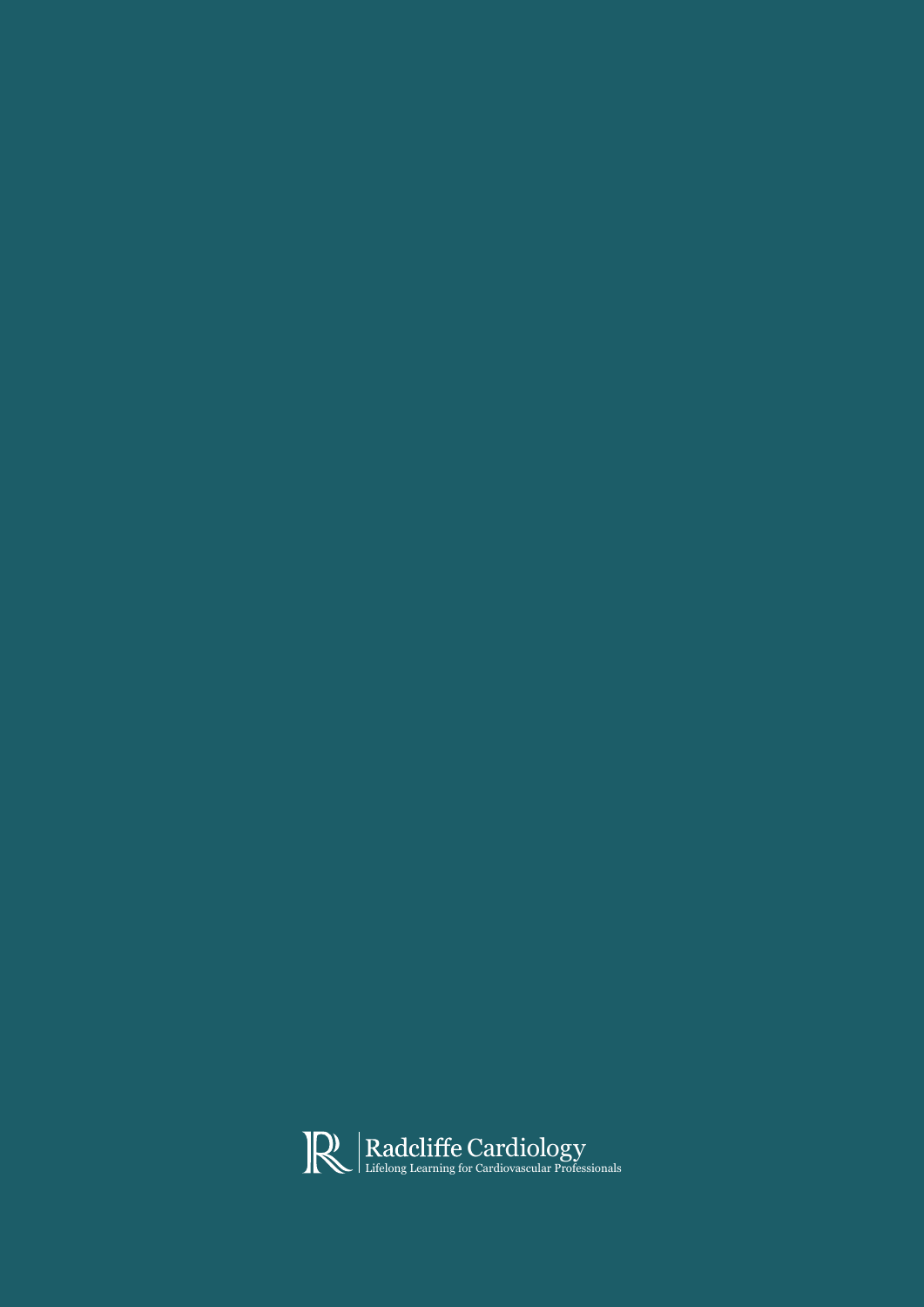Radcliffe Cardiology
Lifelong Learning for Cardiovascular Professionals